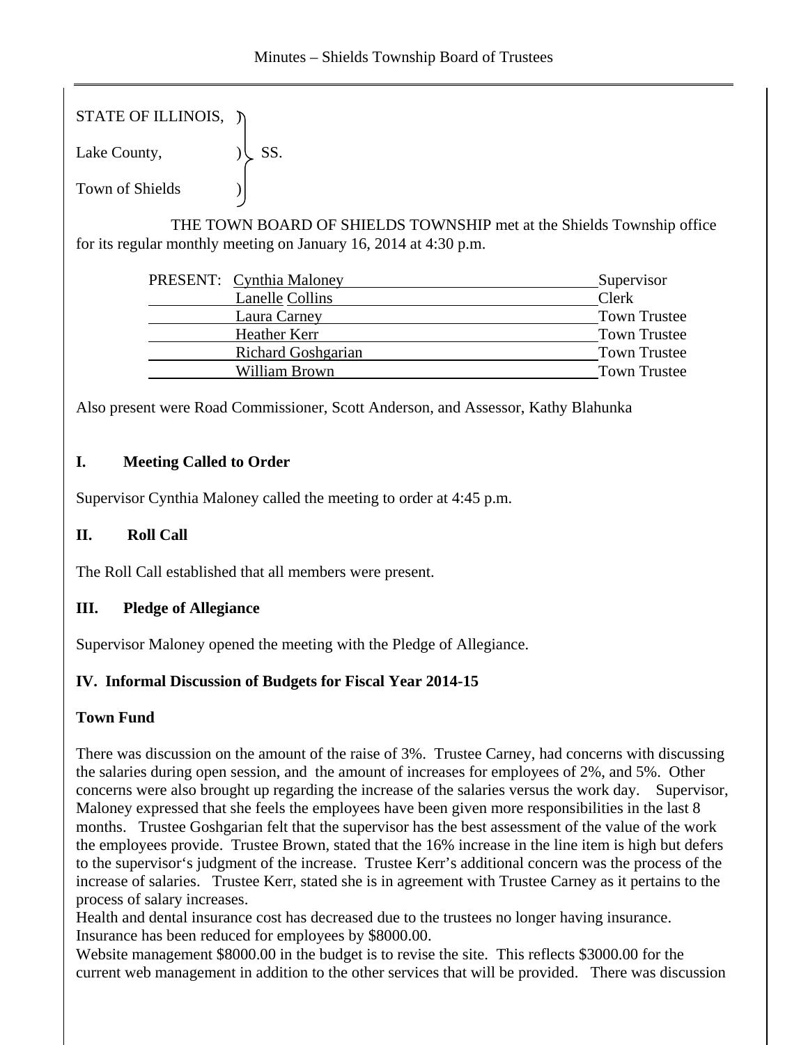STATE OF ILLINOIS, )
Lake County, ) SS.
Town of Shields )

THE TOWN BOARD OF SHIELDS TOWNSHIP met at the Shields Township office for its regular monthly meeting on January 16, 2014 at 4:30 p.m.

| PRESENT: | | |
|---|---|---|
| | Cynthia Maloney | Supervisor |
| | Lanelle Collins | Clerk |
| | Laura Carney | Town Trustee |
| | Heather Kerr | Town Trustee |
| | Richard Goshgarian | Town Trustee |
| | William Brown | Town Trustee |

Also present were Road Commissioner, Scott Anderson, and Assessor, Kathy Blahunka

## I. Meeting Called to Order

Supervisor Cynthia Maloney called the meeting to order at 4:45 p.m.

## II. Roll Call

The Roll Call established that all members were present.

## III. Pledge of Allegiance

Supervisor Maloney opened the meeting with the Pledge of Allegiance.

## IV. Informal Discussion of Budgets for Fiscal Year 2014-15

### Town Fund

There was discussion on the amount of the raise of 3%. Trustee Carney, had concerns with discussing the salaries during open session, and the amount of increases for employees of 2%, and 5%. Other concerns were also brought up regarding the increase of the salaries versus the work day. Supervisor, Maloney expressed that she feels the employees have been given more responsibilities in the last 8 months. Trustee Goshgarian felt that the supervisor has the best assessment of the value of the work the employees provide. Trustee Brown, stated that the 16% increase in the line item is high but defers to the supervisor's judgment of the increase. Trustee Kerr's additional concern was the process of the increase of salaries. Trustee Kerr, stated she is in agreement with Trustee Carney as it pertains to the process of salary increases.

Health and dental insurance cost has decreased due to the trustees no longer having insurance. Insurance has been reduced for employees by $8000.00.

Website management $8000.00 in the budget is to revise the site. This reflects $3000.00 for the current web management in addition to the other services that will be provided. There was discussion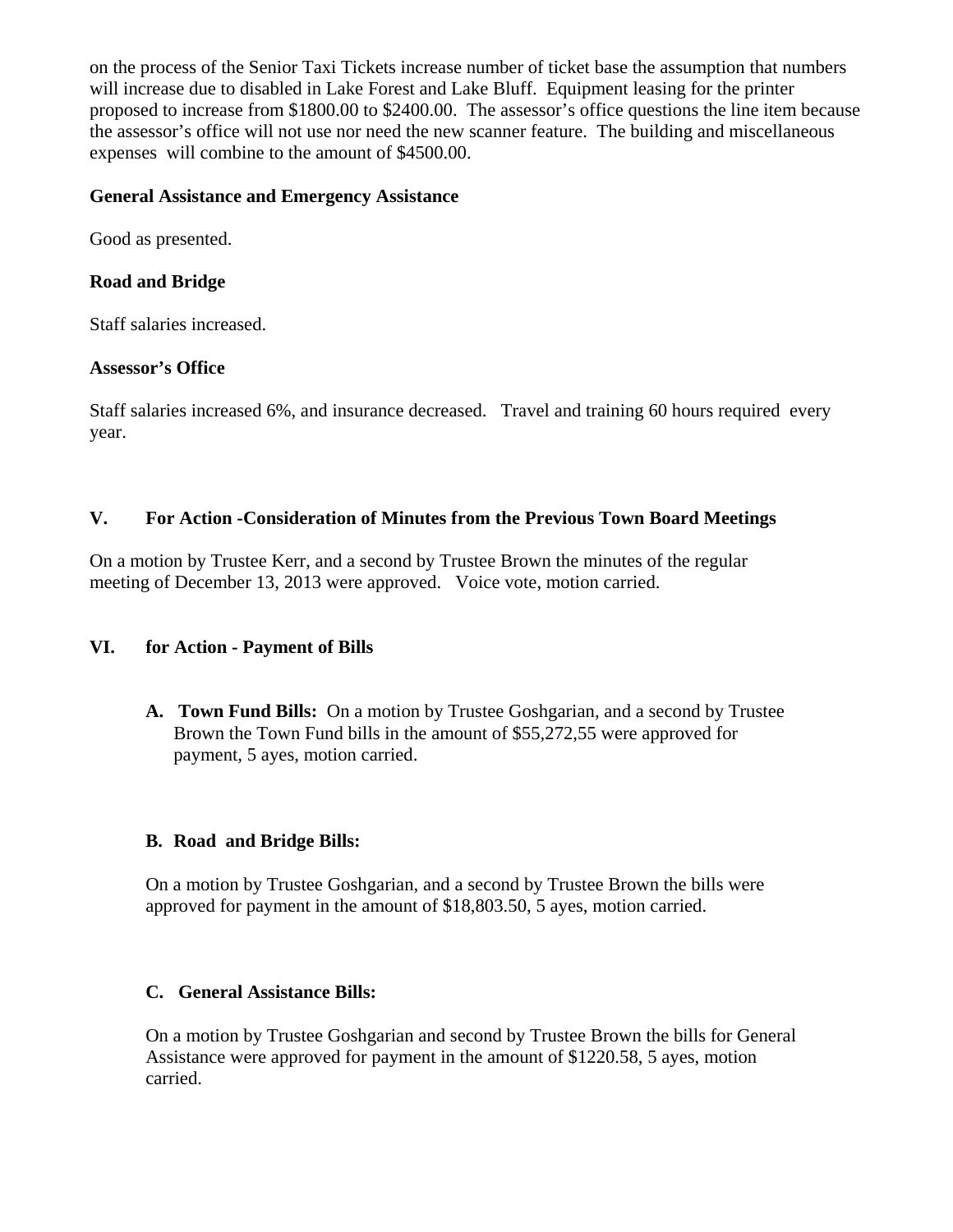on the process of the Senior Taxi Tickets increase number of ticket base the assumption that numbers will increase due to disabled in Lake Forest and Lake Bluff. Equipment leasing for the printer proposed to increase from $1800.00 to $2400.00. The assessor's office questions the line item because the assessor's office will not use nor need the new scanner feature. The building and miscellaneous expenses will combine to the amount of $4500.00.

**General Assistance and Emergency Assistance**

Good as presented.

**Road and Bridge**

Staff salaries increased.

**Assessor's Office**

Staff salaries increased 6%, and insurance decreased. Travel and training 60 hours required every year.

## V. For Action -Consideration of Minutes from the Previous Town Board Meetings

On a motion by Trustee Kerr, and a second by Trustee Brown the minutes of the regular meeting of December 13, 2013 were approved. Voice vote, motion carried.

## VI. for Action - Payment of Bills

**A. Town Fund Bills:** On a motion by Trustee Goshgarian, and a second by Trustee Brown the Town Fund bills in the amount of $55,272,55 were approved for payment, 5 ayes, motion carried.

**B. Road and Bridge Bills:**

On a motion by Trustee Goshgarian, and a second by Trustee Brown the bills were approved for payment in the amount of $18,803.50, 5 ayes, motion carried.

**C. General Assistance Bills:**

On a motion by Trustee Goshgarian and second by Trustee Brown the bills for General Assistance were approved for payment in the amount of $1220.58, 5 ayes, motion carried.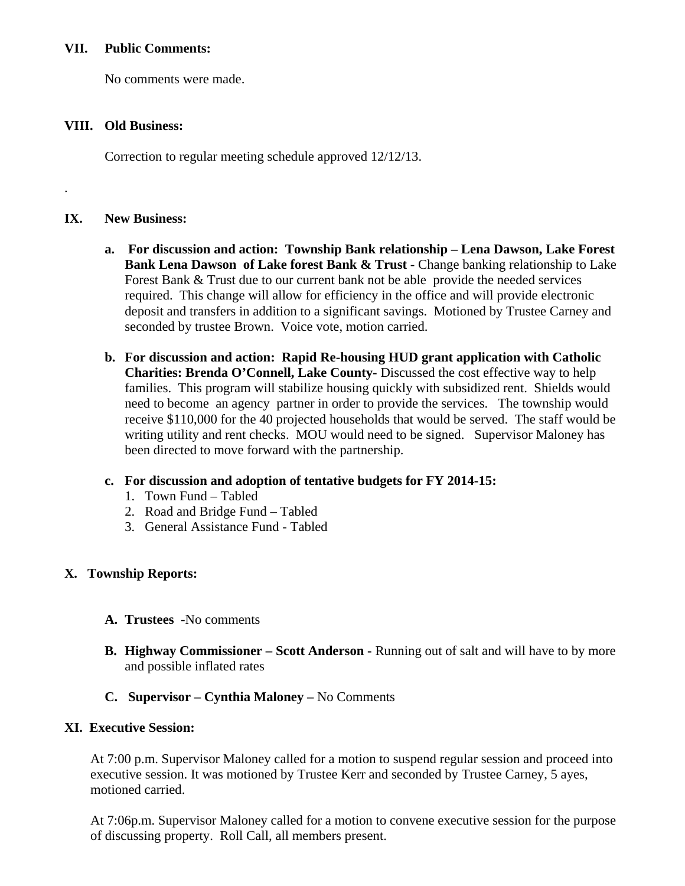## VII. Public Comments:

No comments were made.

## VIII. Old Business:

Correction to regular meeting schedule approved 12/12/13.

.

## IX. New Business:

a. **For discussion and action: Township Bank relationship – Lena Dawson, Lake Forest Bank Lena Dawson of Lake forest Bank & Trust** - Change banking relationship to Lake Forest Bank & Trust due to our current bank not be able provide the needed services required. This change will allow for efficiency in the office and will provide electronic deposit and transfers in addition to a significant savings. Motioned by Trustee Carney and seconded by trustee Brown. Voice vote, motion carried.

b. **For discussion and action: Rapid Re-housing HUD grant application with Catholic Charities: Brenda O'Connell, Lake County-** Discussed the cost effective way to help families. This program will stabilize housing quickly with subsidized rent. Shields would need to become an agency partner in order to provide the services. The township would receive $110,000 for the 40 projected households that would be served. The staff would be writing utility and rent checks. MOU would need to be signed. Supervisor Maloney has been directed to move forward with the partnership.

c. **For discussion and adoption of tentative budgets for FY 2014-15:**
   1. Town Fund – Tabled
   2. Road and Bridge Fund – Tabled
   3. General Assistance Fund - Tabled

## X. Township Reports:

A. **Trustees** -No comments

B. **Highway Commissioner – Scott Anderson -** Running out of salt and will have to by more and possible inflated rates

C. **Supervisor – Cynthia Maloney –** No Comments

## XI. Executive Session:

At 7:00 p.m. Supervisor Maloney called for a motion to suspend regular session and proceed into executive session. It was motioned by Trustee Kerr and seconded by Trustee Carney, 5 ayes, motioned carried.

At 7:06p.m. Supervisor Maloney called for a motion to convene executive session for the purpose of discussing property. Roll Call, all members present.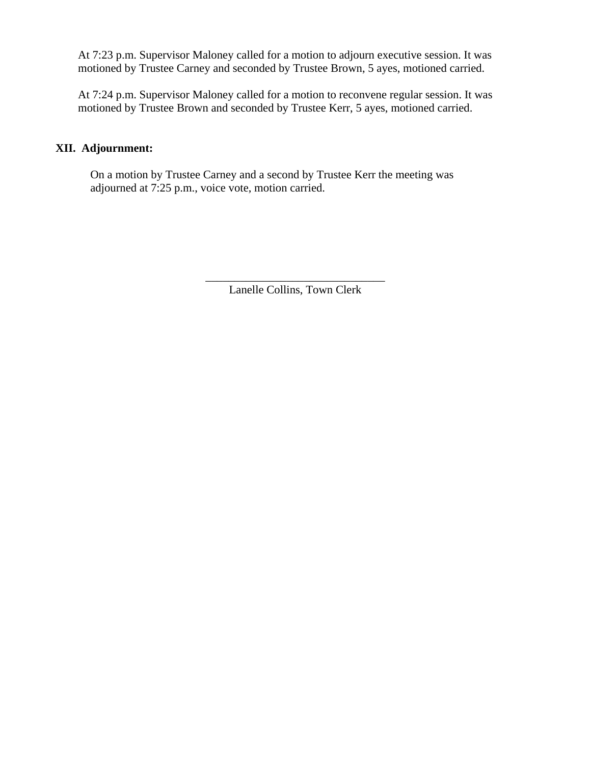At 7:23 p.m. Supervisor Maloney called for a motion to adjourn executive session. It was motioned by Trustee Carney and seconded by Trustee Brown, 5 ayes, motioned carried.

At 7:24 p.m. Supervisor Maloney called for a motion to reconvene regular session. It was motioned by Trustee Brown and seconded by Trustee Kerr, 5 ayes, motioned carried.

## XII. Adjournment:

On a motion by Trustee Carney and a second by Trustee Kerr the meeting was adjourned at 7:25 p.m., voice vote, motion carried.

________________________________
Lanelle Collins, Town Clerk